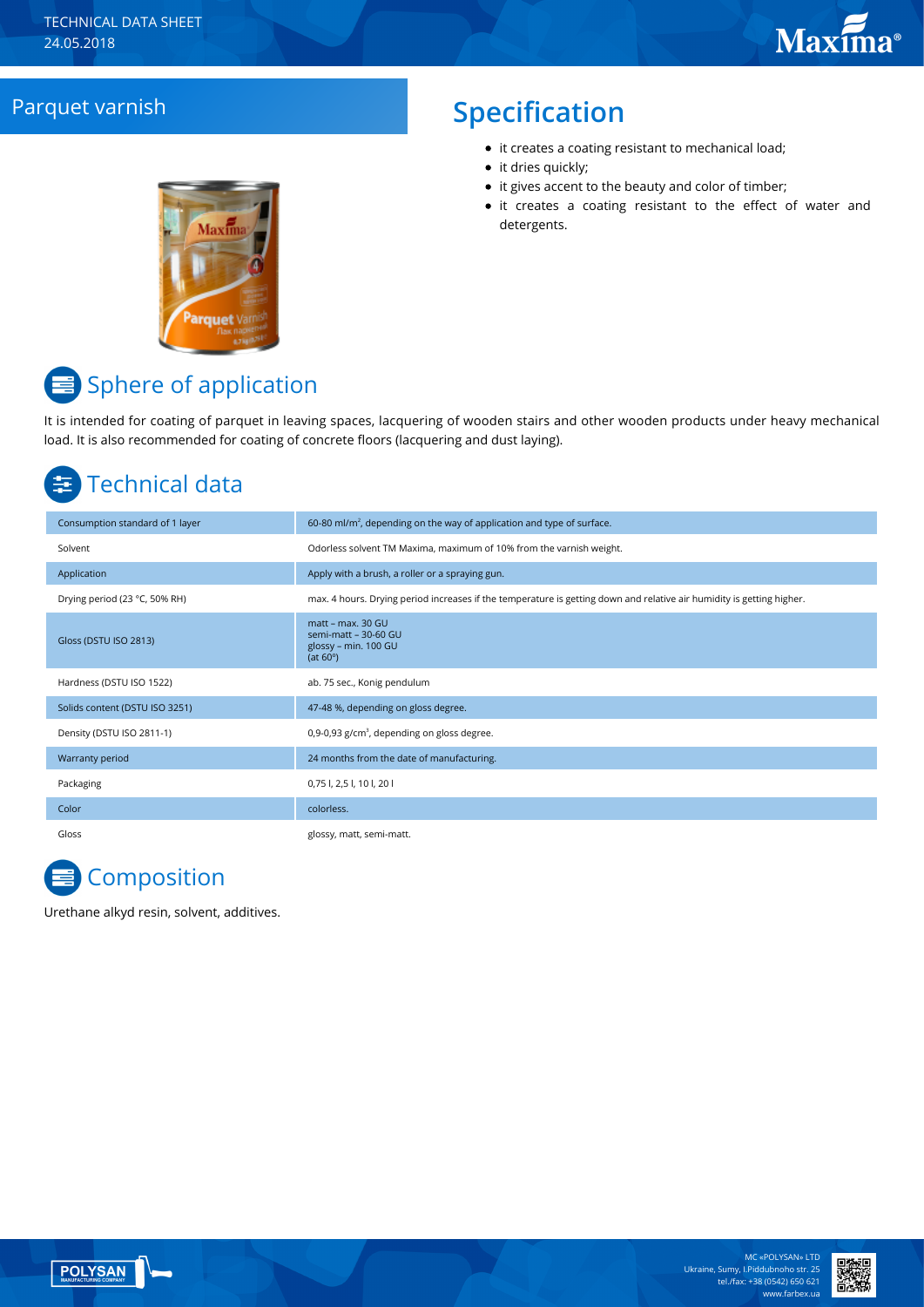TECHNICAL DATA SHEET
24.05.2018

## Parquet varnish

## Specification

- it creates a coating resistant to mechanical load;
- it dries quickly;
- it gives accent to the beauty and color of timber;
- it creates a coating resistant to the effect of water and detergents.

## Sphere of application

It is intended for coating of parquet in leaving spaces, lacquering of wooden stairs and other wooden products under heavy mechanical load. It is also recommended for coating of concrete floors (lacquering and dust laying).

## Technical data

| | |
|---|---|
| Consumption standard of 1 layer | 60-80 ml/m$^2$, depending on the way of application and type of surface. |
| Solvent | Odorless solvent TM Maxima, maximum of 10% from the varnish weight. |
| Application | Apply with a brush, a roller or a spraying gun. |
| Drying period (23 °C, 50% RH) | max. 4 hours. Drying period increases if the temperature is getting down and relative air humidity is getting higher. |
| Gloss (DSTU ISO 2813) | matt – max. 30 GU<br>semi-matt – 30-60 GU<br>glossy – min. 100 GU<br>(at 60°) |
| Hardness (DSTU ISO 1522) | ab. 75 sec., Konig pendulum |
| Solids content (DSTU ISO 3251) | 47-48 %, depending on gloss degree. |
| Density (DSTU ISO 2811-1) | 0,9-0,93 g/cm$^3$, depending on gloss degree. |
| Warranty period | 24 months from the date of manufacturing. |
| Packaging | 0,75 l, 2,5 l, 10 l, 20 l |
| Color | colorless. |
| Gloss | glossy, matt, semi-matt. |

## Composition

Urethane alkyd resin, solvent, additives.

MC «POLYSAN» LTD
Ukraine, Sumy, I.Piddubnoho str. 25
tel./fax: +38 (0542) 650 621
www.farbex.ua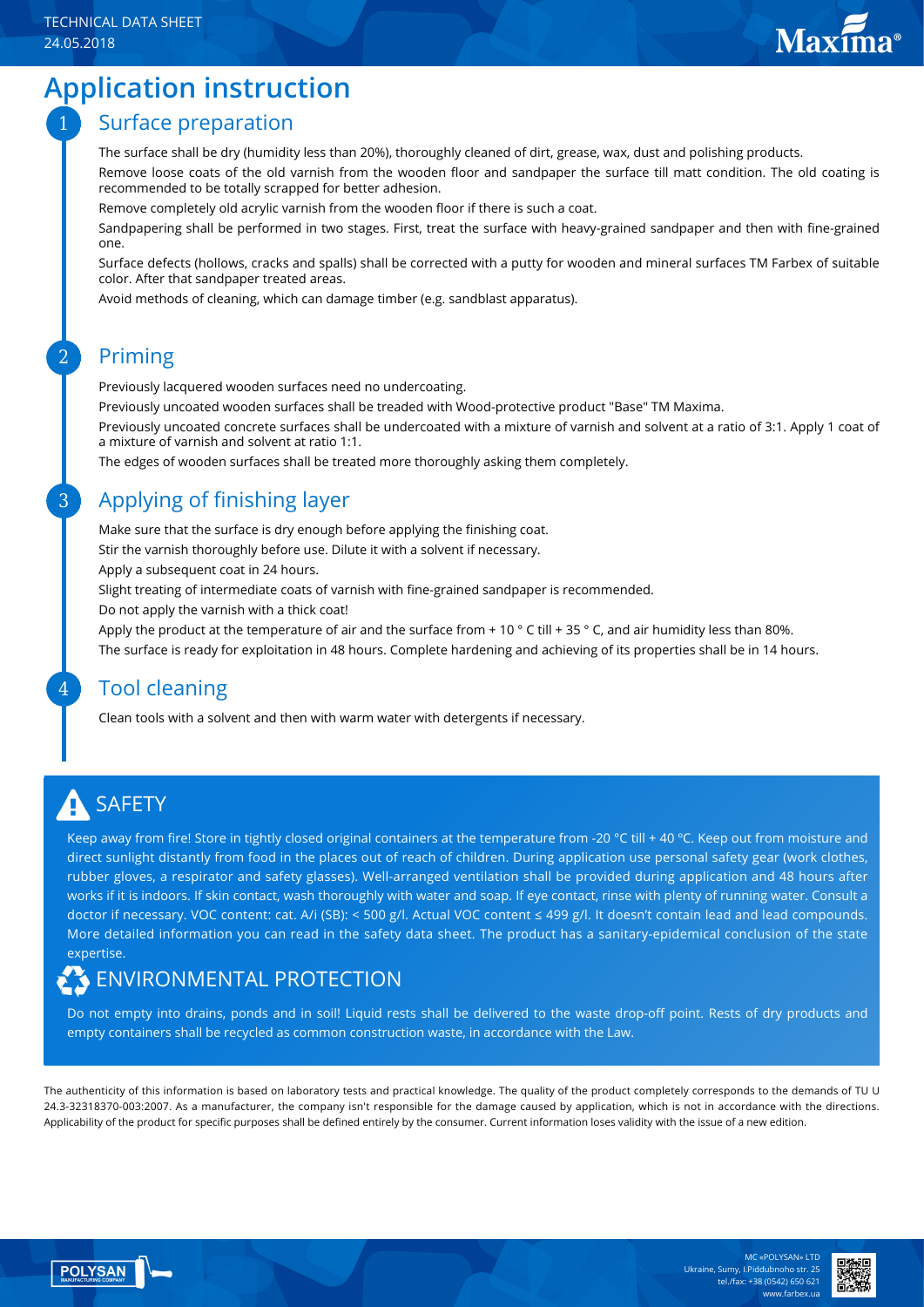# Application instruction

## 1 Surface preparation

The surface shall be dry (humidity less than 20%), thoroughly cleaned of dirt, grease, wax, dust and polishing products.

Remove loose coats of the old varnish from the wooden floor and sandpaper the surface till matt condition. The old coating is recommended to be totally scrapped for better adhesion.

Remove completely old acrylic varnish from the wooden floor if there is such a coat.

Sandpapering shall be performed in two stages. First, treat the surface with heavy-grained sandpaper and then with fine-grained one.

Surface defects (hollows, cracks and spalls) shall be corrected with a putty for wooden and mineral surfaces TM Farbex of suitable color. After that sandpaper treated areas.

Avoid methods of cleaning, which can damage timber (e.g. sandblast apparatus).

## 2 Priming

Previously lacquered wooden surfaces need no undercoating.

Previously uncoated wooden surfaces shall be treaded with Wood-protective product "Base" TM Maxima.

Previously uncoated concrete surfaces shall be undercoated with a mixture of varnish and solvent at a ratio of 3:1. Apply 1 coat of a mixture of varnish and solvent at ratio 1:1.

The edges of wooden surfaces shall be treated more thoroughly asking them completely.

## 3 Applying of finishing layer

Make sure that the surface is dry enough before applying the finishing coat.

Stir the varnish thoroughly before use. Dilute it with a solvent if necessary.

Apply a subsequent coat in 24 hours.

Slight treating of intermediate coats of varnish with fine-grained sandpaper is recommended.

Do not apply the varnish with a thick coat!

Apply the product at the temperature of air and the surface from + 10 ° C till + 35 ° C, and air humidity less than 80%.

The surface is ready for exploitation in 48 hours. Complete hardening and achieving of its properties shall be in 14 hours.

## 4 Tool cleaning

Clean tools with a solvent and then with warm water with detergents if necessary.

## SAFETY

Keep away from fire! Store in tightly closed original containers at the temperature from -20 °C till + 40 ºC. Keep out from moisture and direct sunlight distantly from food in the places out of reach of children. During application use personal safety gear (work clothes, rubber gloves, a respirator and safety glasses). Well-arranged ventilation shall be provided during application and 48 hours after works if it is indoors. If skin contact, wash thoroughly with water and soap. If eye contact, rinse with plenty of running water. Consult a doctor if necessary. VOC content: cat. A/i (SB): < 500 g/l. Actual VOC content ≤ 499 g/l. It doesn't contain lead and lead compounds. More detailed information you can read in the safety data sheet. The product has a sanitary-epidemical conclusion of the state expertise.

## ENVIRONMENTAL PROTECTION

Do not empty into drains, ponds and in soil! Liquid rests shall be delivered to the waste drop-off point. Rests of dry products and empty containers shall be recycled as common construction waste, in accordance with the Law.

The authenticity of this information is based on laboratory tests and practical knowledge. The quality of the product completely corresponds to the demands of TU U 24.3-32318370-003:2007. As a manufacturer, the company isn't responsible for the damage caused by application, which is not in accordance with the directions. Applicability of the product for specific purposes shall be defined entirely by the consumer. Current information loses validity with the issue of a new edition.

MC «POLYSAN» LTD
Ukraine, Sumy, I.Piddubnoho str. 25
tel./fax: +38 (0542) 650 621
www.farbex.ua